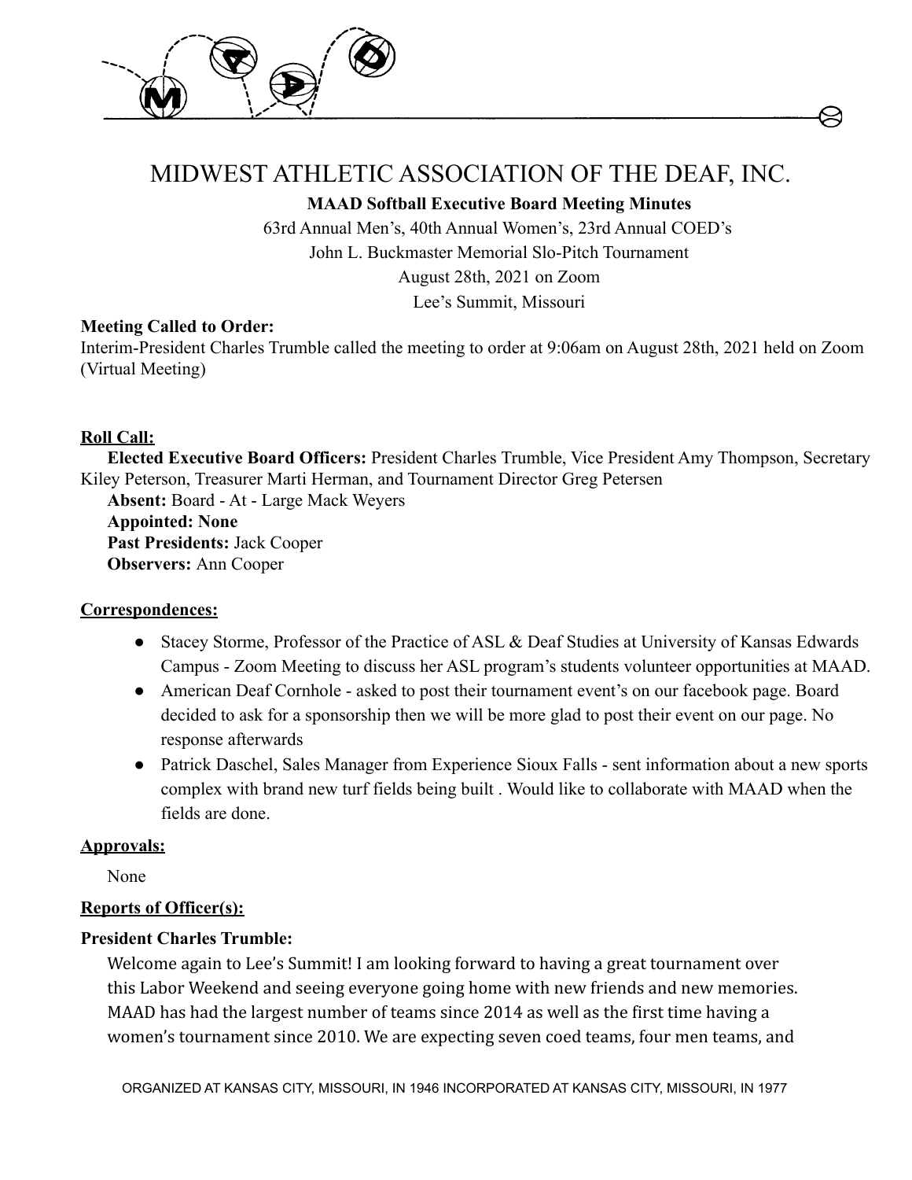# MIDWEST ATHLETIC ASSOCIATION OF THE DEAF, INC.

**MAAD Softball Executive Board Meeting Minutes**

63rd Annual Men's, 40th Annual Women's, 23rd Annual COED's

John L. Buckmaster Memorial Slo-Pitch Tournament

August 28th, 2021 on Zoom

Lee's Summit, Missouri

**Meeting Called to Order:**

Interim-President Charles Trumble called the meeting to order at 9:06am on August 28th, 2021 held on Zoom (Virtual Meeting)

**Roll Call:**

**Elected Executive Board Officers:** President Charles Trumble, Vice President Amy Thompson, Secretary Kiley Peterson, Treasurer Marti Herman, and Tournament Director Greg Petersen

**Absent:** Board - At - Large Mack Weyers

**Appointed: None**

**Past Presidents:** Jack Cooper

**Observers:** Ann Cooper

**Correspondences:**

- Stacey Storme, Professor of the Practice of ASL & Deaf Studies at University of Kansas Edwards Campus - Zoom Meeting to discuss her ASL program's students volunteer opportunities at MAAD.
- American Deaf Cornhole - asked to post their tournament event's on our facebook page. Board decided to ask for a sponsorship then we will be more glad to post their event on our page. No response afterwards
- Patrick Daschel, Sales Manager from Experience Sioux Falls - sent information about a new sports complex with brand new turf fields being built . Would like to collaborate with MAAD when the fields are done.

**Approvals:**

None

**Reports of Officer(s):**

**President Charles Trumble:**

Welcome again to Lee's Summit! I am looking forward to having a great tournament over this Labor Weekend and seeing everyone going home with new friends and new memories. MAAD has had the largest number of teams since 2014 as well as the first time having a women's tournament since 2010. We are expecting seven coed teams, four men teams, and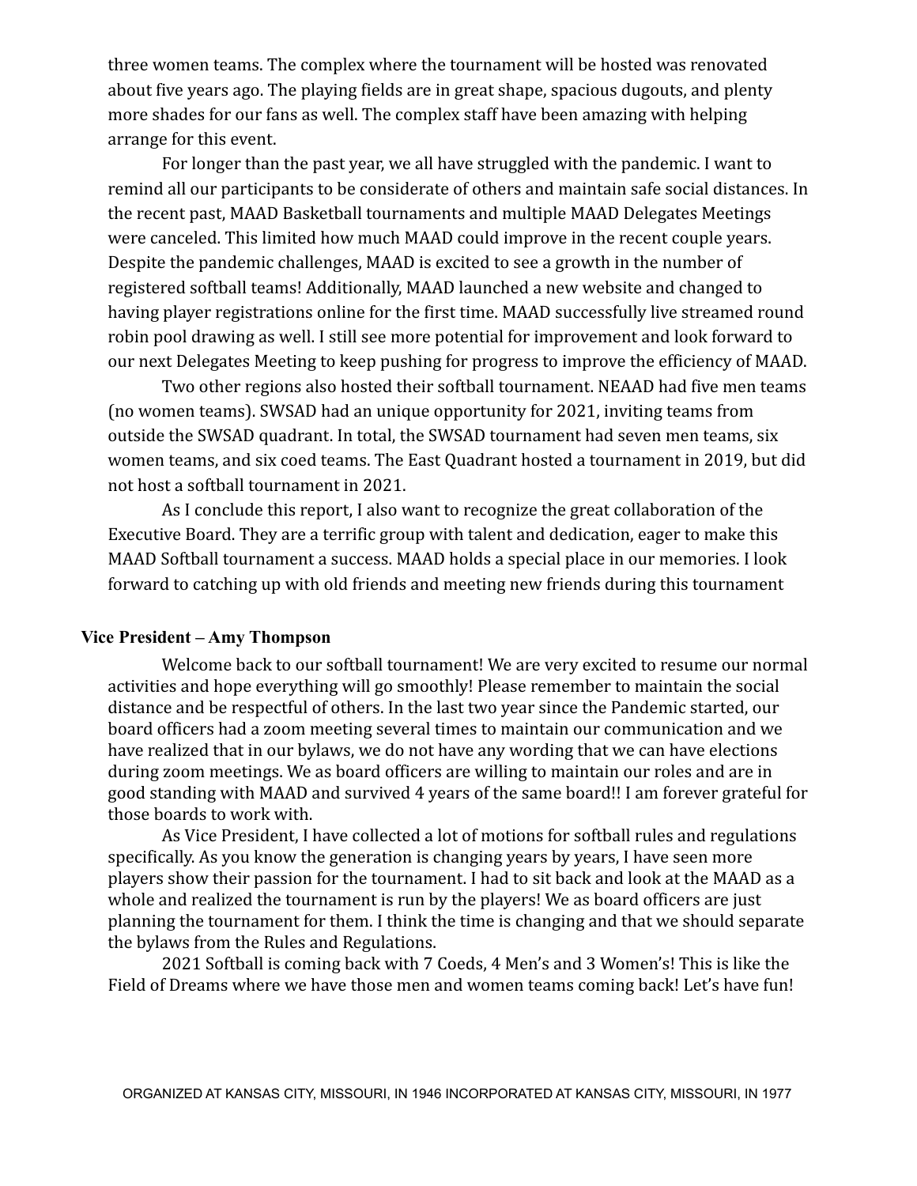three women teams. The complex where the tournament will be hosted was renovated about five years ago. The playing fields are in great shape, spacious dugouts, and plenty more shades for our fans as well. The complex staff have been amazing with helping arrange for this event.

For longer than the past year, we all have struggled with the pandemic. I want to remind all our participants to be considerate of others and maintain safe social distances. In the recent past, MAAD Basketball tournaments and multiple MAAD Delegates Meetings were canceled. This limited how much MAAD could improve in the recent couple years. Despite the pandemic challenges, MAAD is excited to see a growth in the number of registered softball teams! Additionally, MAAD launched a new website and changed to having player registrations online for the first time. MAAD successfully live streamed round robin pool drawing as well. I still see more potential for improvement and look forward to our next Delegates Meeting to keep pushing for progress to improve the efficiency of MAAD.

Two other regions also hosted their softball tournament. NEAAD had five men teams (no women teams). SWSAD had an unique opportunity for 2021, inviting teams from outside the SWSAD quadrant. In total, the SWSAD tournament had seven men teams, six women teams, and six coed teams. The East Quadrant hosted a tournament in 2019, but did not host a softball tournament in 2021.

As I conclude this report, I also want to recognize the great collaboration of the Executive Board. They are a terrific group with talent and dedication, eager to make this MAAD Softball tournament a success. MAAD holds a special place in our memories. I look forward to catching up with old friends and meeting new friends during this tournament

**Vice President – Amy Thompson**

Welcome back to our softball tournament! We are very excited to resume our normal activities and hope everything will go smoothly! Please remember to maintain the social distance and be respectful of others. In the last two year since the Pandemic started, our board officers had a zoom meeting several times to maintain our communication and we have realized that in our bylaws, we do not have any wording that we can have elections during zoom meetings. We as board officers are willing to maintain our roles and are in good standing with MAAD and survived 4 years of the same board!! I am forever grateful for those boards to work with.

As Vice President, I have collected a lot of motions for softball rules and regulations specifically. As you know the generation is changing years by years, I have seen more players show their passion for the tournament. I had to sit back and look at the MAAD as a whole and realized the tournament is run by the players! We as board officers are just planning the tournament for them. I think the time is changing and that we should separate the bylaws from the Rules and Regulations.

2021 Softball is coming back with 7 Coeds, 4 Men's and 3 Women's! This is like the Field of Dreams where we have those men and women teams coming back! Let's have fun!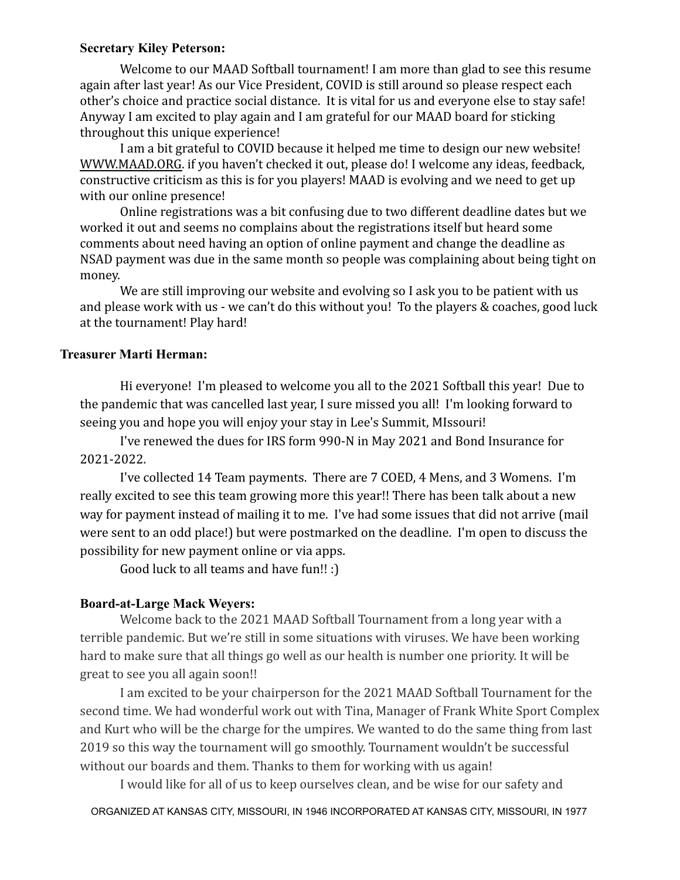**Secretary Kiley Peterson:**

Welcome to our MAAD Softball tournament! I am more than glad to see this resume again after last year! As our Vice President, COVID is still around so please respect each other's choice and practice social distance. It is vital for us and everyone else to stay safe! Anyway I am excited to play again and I am grateful for our MAAD board for sticking throughout this unique experience!

I am a bit grateful to COVID because it helped me time to design our new website! WWW.MAAD.ORG. if you haven't checked it out, please do! I welcome any ideas, feedback, constructive criticism as this is for you players! MAAD is evolving and we need to get up with our online presence!

Online registrations was a bit confusing due to two different deadline dates but we worked it out and seems no complains about the registrations itself but heard some comments about need having an option of online payment and change the deadline as NSAD payment was due in the same month so people was complaining about being tight on money.

We are still improving our website and evolving so I ask you to be patient with us and please work with us - we can't do this without you! To the players & coaches, good luck at the tournament! Play hard!

**Treasurer Marti Herman:**

Hi everyone! I'm pleased to welcome you all to the 2021 Softball this year! Due to the pandemic that was cancelled last year, I sure missed you all! I'm looking forward to seeing you and hope you will enjoy your stay in Lee's Summit, MIssouri!

I've renewed the dues for IRS form 990-N in May 2021 and Bond Insurance for 2021-2022.

I've collected 14 Team payments. There are 7 COED, 4 Mens, and 3 Womens. I'm really excited to see this team growing more this year!! There has been talk about a new way for payment instead of mailing it to me. I've had some issues that did not arrive (mail were sent to an odd place!) but were postmarked on the deadline. I'm open to discuss the possibility for new payment online or via apps.

Good luck to all teams and have fun!! :)

**Board-at-Large Mack Weyers:**

Welcome back to the 2021 MAAD Softball Tournament from a long year with a terrible pandemic. But we're still in some situations with viruses. We have been working hard to make sure that all things go well as our health is number one priority. It will be great to see you all again soon!!

I am excited to be your chairperson for the 2021 MAAD Softball Tournament for the second time. We had wonderful work out with Tina, Manager of Frank White Sport Complex and Kurt who will be the charge for the umpires. We wanted to do the same thing from last 2019 so this way the tournament will go smoothly. Tournament wouldn't be successful without our boards and them. Thanks to them for working with us again!

I would like for all of us to keep ourselves clean, and be wise for our safety and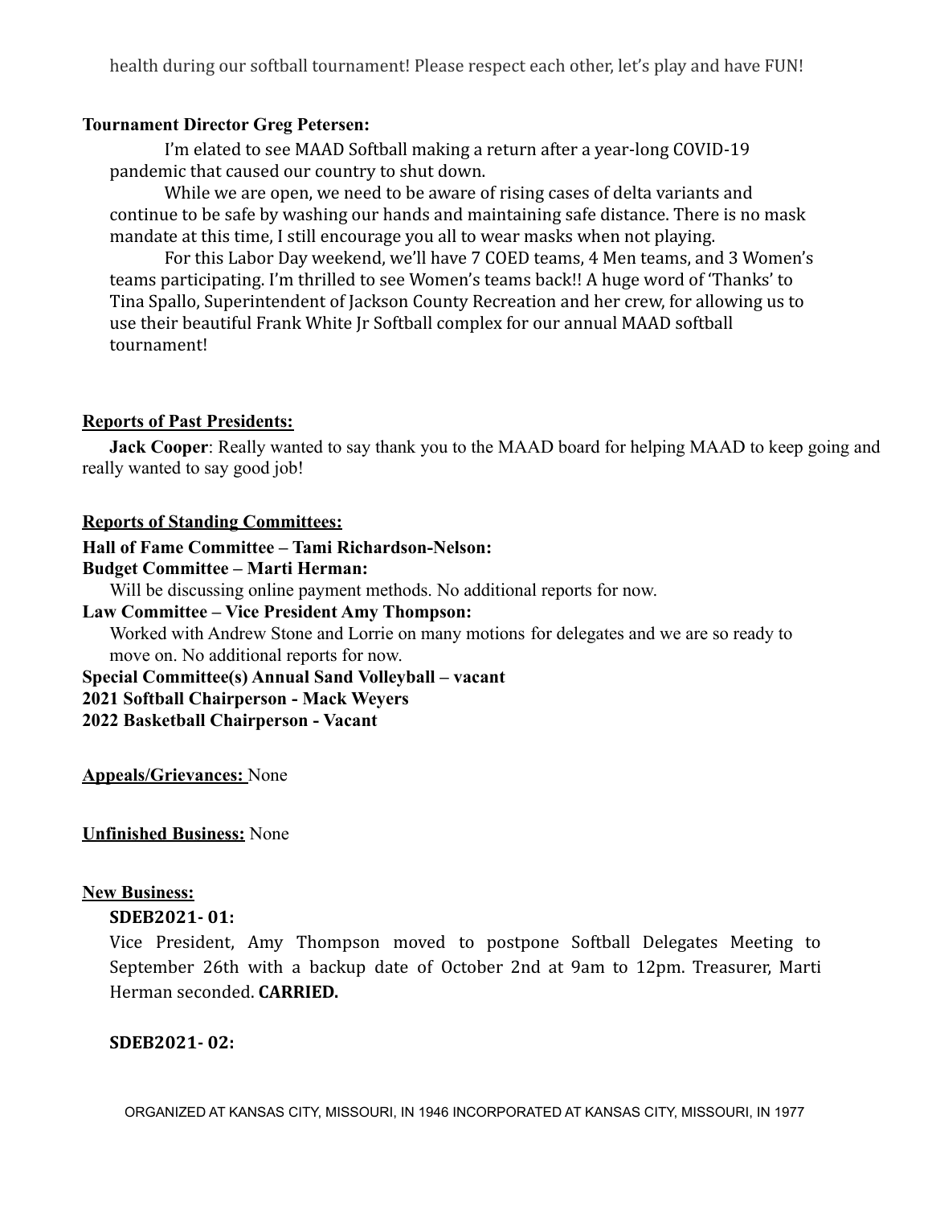health during our softball tournament! Please respect each other, let's play and have FUN!

**Tournament Director Greg Petersen:**

I'm elated to see MAAD Softball making a return after a year-long COVID-19 pandemic that caused our country to shut down.

While we are open, we need to be aware of rising cases of delta variants and continue to be safe by washing our hands and maintaining safe distance. There is no mask mandate at this time, I still encourage you all to wear masks when not playing.

For this Labor Day weekend, we'll have 7 COED teams, 4 Men teams, and 3 Women's teams participating. I'm thrilled to see Women's teams back!! A huge word of 'Thanks' to Tina Spallo, Superintendent of Jackson County Recreation and her crew, for allowing us to use their beautiful Frank White Jr Softball complex for our annual MAAD softball tournament!

**Reports of Past Presidents:**

**Jack Cooper**: Really wanted to say thank you to the MAAD board for helping MAAD to keep going and really wanted to say good job!

**Reports of Standing Committees:**

**Hall of Fame Committee – Tami Richardson-Nelson:**

**Budget Committee – Marti Herman:**

Will be discussing online payment methods. No additional reports for now.

**Law Committee – Vice President Amy Thompson:**

Worked with Andrew Stone and Lorrie on many motions for delegates and we are so ready to move on. No additional reports for now.

**Special Committee(s) Annual Sand Volleyball – vacant**

**2021 Softball Chairperson - Mack Weyers**

**2022 Basketball Chairperson - Vacant**

**Appeals/Grievances:** None

**Unfinished Business:** None

**New Business:**

**SDEB2021- 01:**

Vice President, Amy Thompson moved to postpone Softball Delegates Meeting to September 26th with a backup date of October 2nd at 9am to 12pm. Treasurer, Marti Herman seconded. **CARRIED.**

**SDEB2021- 02:**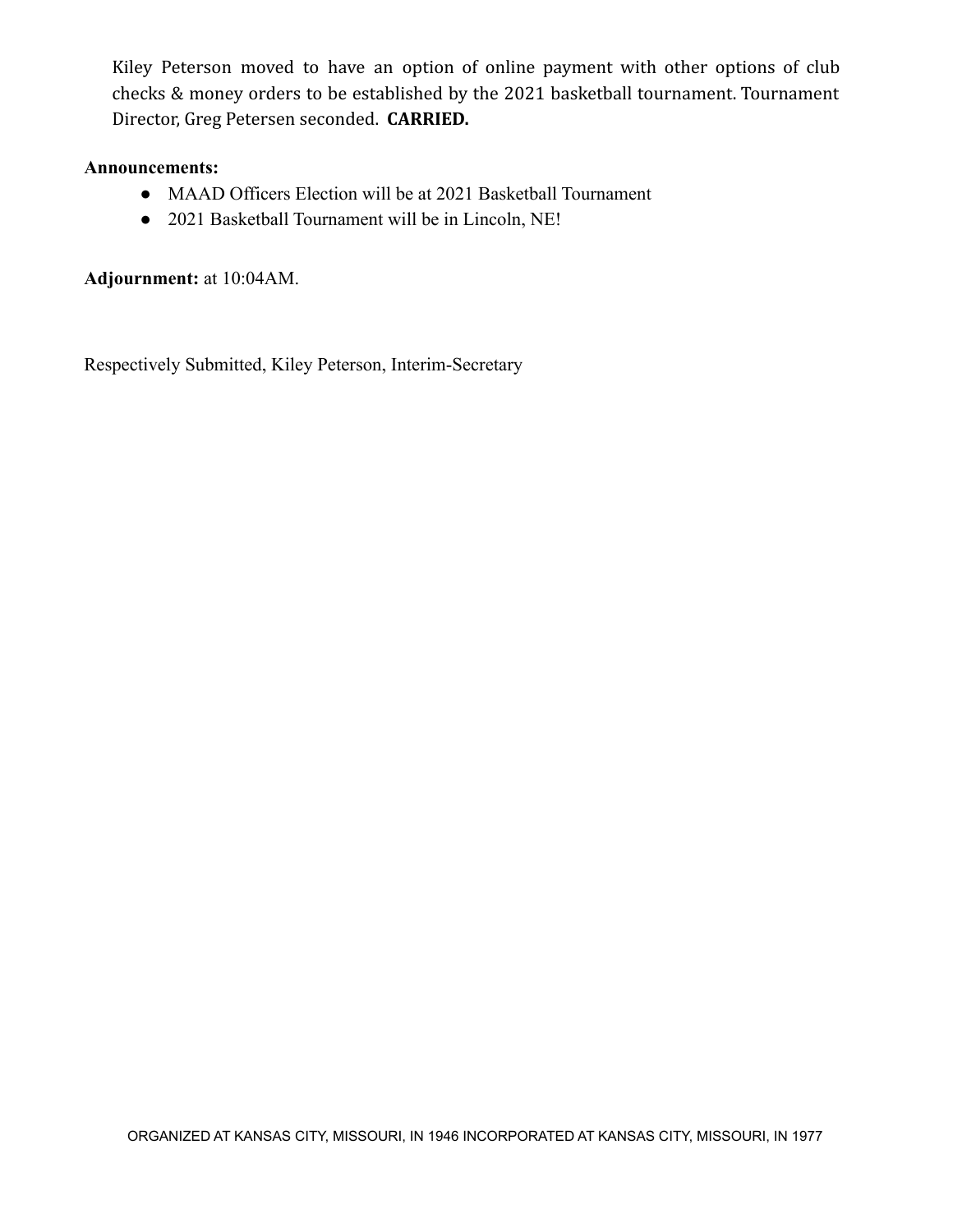Kiley Peterson moved to have an option of online payment with other options of club checks & money orders to be established by the 2021 basketball tournament. Tournament Director, Greg Petersen seconded. **CARRIED.**

**Announcements:**

- MAAD Officers Election will be at 2021 Basketball Tournament
- 2021 Basketball Tournament will be in Lincoln, NE!

**Adjournment:** at 10:04AM.

Respectively Submitted, Kiley Peterson, Interim-Secretary